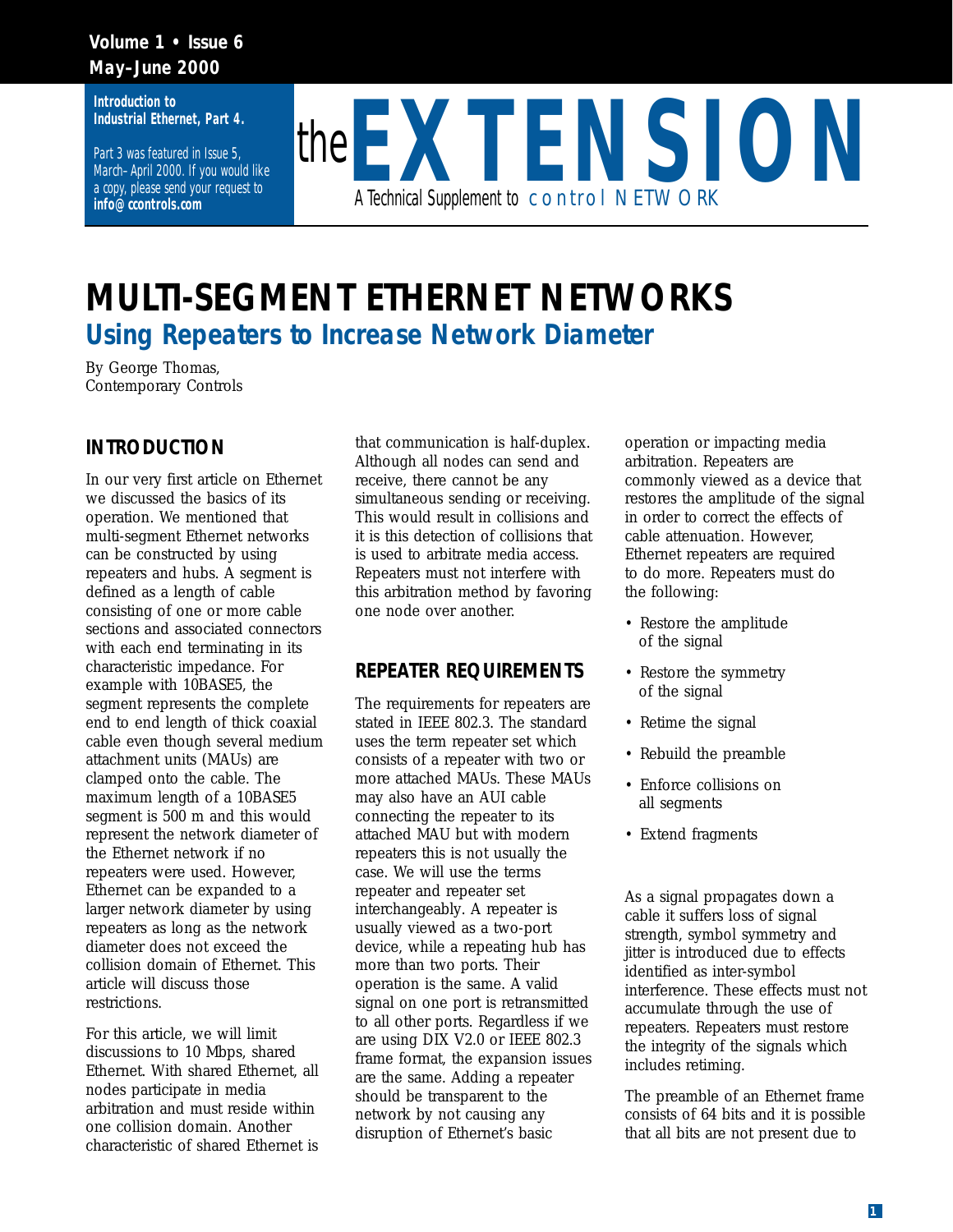Introduction to Industrial Ethernet, Part 4.

Part 3 was featured in Issue 5, March–April 2000. If you would like a copy, please send your request to **info@ccontrols.com**

the **EXTENSION**

A Technical Supplement to control NETWORK

# MULTI-SEGMENT ETHERNET NETWORKS

## Using Repeaters to Increase Network Diameter

By George Thomas,
Contemporary Controls

### INTRODUCTION

In our very first article on Ethernet we discussed the basics of its operation. We mentioned that multi-segment Ethernet networks can be constructed by using repeaters and hubs. A segment is defined as a length of cable consisting of one or more cable sections and associated connectors with each end terminating in its characteristic impedance. For example with 10BASE5, the segment represents the complete end to end length of thick coaxial cable even though several medium attachment units (MAUs) are clamped onto the cable. The maximum length of a 10BASE5 segment is 500 m and this would represent the network diameter of the Ethernet network if no repeaters were used. However, Ethernet can be expanded to a larger network diameter by using repeaters as long as the network diameter does not exceed the collision domain of Ethernet. This article will discuss those restrictions.

For this article, we will limit discussions to 10 Mbps, shared Ethernet. With shared Ethernet, all nodes participate in media arbitration and must reside within one collision domain. Another characteristic of shared Ethernet is that communication is half-duplex. Although all nodes can send and receive, there cannot be any simultaneous sending or receiving. This would result in collisions and it is this detection of collisions that is used to arbitrate media access. Repeaters must not interfere with this arbitration method by favoring one node over another.

### REPEATER REQUIREMENTS

The requirements for repeaters are stated in IEEE 802.3. The standard uses the term repeater set which consists of a repeater with two or more attached MAUs. These MAUs may also have an AUI cable connecting the repeater to its attached MAU but with modern repeaters this is not usually the case. We will use the terms repeater and repeater set interchangeably. A repeater is usually viewed as a two-port device, while a repeating hub has more than two ports. Their operation is the same. A valid signal on one port is retransmitted to all other ports. Regardless if we are using DIX V2.0 or IEEE 802.3 frame format, the expansion issues are the same. Adding a repeater should be transparent to the network by not causing any disruption of Ethernet's basic operation or impacting media arbitration. Repeaters are commonly viewed as a device that restores the amplitude of the signal in order to correct the effects of cable attenuation. However, Ethernet repeaters are required to do more. Repeaters must do the following:

- Restore the amplitude of the signal
- Restore the symmetry of the signal
- Retime the signal
- Rebuild the preamble
- Enforce collisions on all segments
- Extend fragments

As a signal propagates down a cable it suffers loss of signal strength, symbol symmetry and jitter is introduced due to effects identified as inter-symbol interference. These effects must not accumulate through the use of repeaters. Repeaters must restore the integrity of the signals which includes retiming.

The preamble of an Ethernet frame consists of 64 bits and it is possible that all bits are not present due to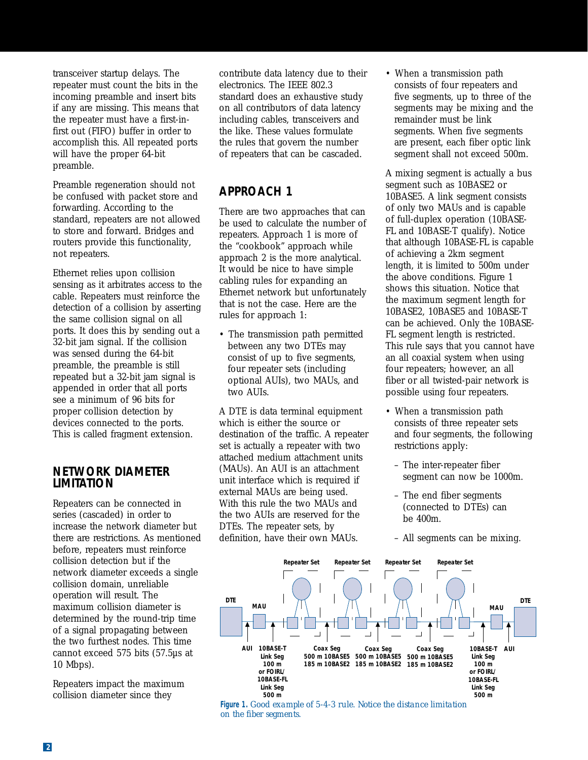transceiver startup delays. The repeater must count the bits in the incoming preamble and insert bits if any are missing. This means that the repeater must have a first-in-first out (FIFO) buffer in order to accomplish this. All repeated ports will have the proper 64-bit preamble.

Preamble regeneration should not be confused with packet store and forwarding. According to the standard, repeaters are not allowed to store and forward. Bridges and routers provide this functionality, not repeaters.

Ethernet relies upon collision sensing as it arbitrates access to the cable. Repeaters must reinforce the detection of a collision by asserting the same collision signal on all ports. It does this by sending out a 32-bit jam signal. If the collision was sensed during the 64-bit preamble, the preamble is still repeated but a 32-bit jam signal is appended in order that all ports see a minimum of 96 bits for proper collision detection by devices connected to the ports. This is called fragment extension.

## NETWORK DIAMETER LIMITATION

Repeaters can be connected in series (cascaded) in order to increase the network diameter but there are restrictions. As mentioned before, repeaters must reinforce collision detection but if the network diameter exceeds a single collision domain, unreliable operation will result. The maximum collision diameter is determined by the round-trip time of a signal propagating between the two furthest nodes. This time cannot exceed 575 bits (57.5µs at 10 Mbps).

Repeaters impact the maximum collision diameter since they contribute data latency due to their electronics. The IEEE 802.3 standard does an exhaustive study on all contributors of data latency including cables, transceivers and the like. These values formulate the rules that govern the number of repeaters that can be cascaded.

## APPROACH 1

There are two approaches that can be used to calculate the number of repeaters. Approach 1 is more of the "cookbook" approach while approach 2 is the more analytical. It would be nice to have simple cabling rules for expanding an Ethernet network but unfortunately that is not the case. Here are the rules for approach 1:

- The transmission path permitted between any two DTEs may consist of up to five segments, four repeater sets (including optional AUIs), two MAUs, and two AUIs.

A DTE is data terminal equipment which is either the source or destination of the traffic. A repeater set is actually a repeater with two attached medium attachment units (MAUs). An AUI is an attachment unit interface which is required if external MAUs are being used. With this rule the two MAUs and the two AUIs are reserved for the DTEs. The repeater sets, by definition, have their own MAUs.

- When a transmission path consists of four repeaters and five segments, up to three of the segments may be mixing and the remainder must be link segments. When five segments are present, each fiber optic link segment shall not exceed 500m.

A mixing segment is actually a bus segment such as 10BASE2 or 10BASE5. A link segment consists of only two MAUs and is capable of full-duplex operation (10BASE-FL and 10BASE-T qualify). Notice that although 10BASE-FL is capable of achieving a 2km segment length, it is limited to 500m under the above conditions. Figure 1 shows this situation. Notice that the maximum segment length for 10BASE2, 10BASE5 and 10BASE-T can be achieved. Only the 10BASE-FL segment length is restricted. This rule says that you cannot have an all coaxial system when using four repeaters; however, an all fiber or all twisted-pair network is possible using four repeaters.

- When a transmission path consists of three repeater sets and four segments, the following restrictions apply:
  - The inter-repeater fiber segment can now be 1000m.
  - The end fiber segments (connected to DTEs) can be 400m.
  - All segments can be mixing.

DTE — AUI — MAU — 10BASE-T Link Seg 100 m or FOIRL/10BASE-FL Link Seg 500 m — Repeater Set — Coax Seg 500 m 10BASE5 185 m 10BASE2 — Repeater Set — Coax Seg 500 m 10BASE5 185 m 10BASE2 — Repeater Set — Coax Seg 500 m 10BASE5 185 m 10BASE2 — Repeater Set — 10BASE-T Link Seg 100 m or FOIRL/10BASE-FL Link Seg 500 m — MAU — AUI — DTE

**Figure 1.** Good example of 5-4-3 rule. Notice the distance limitation on the fiber segments.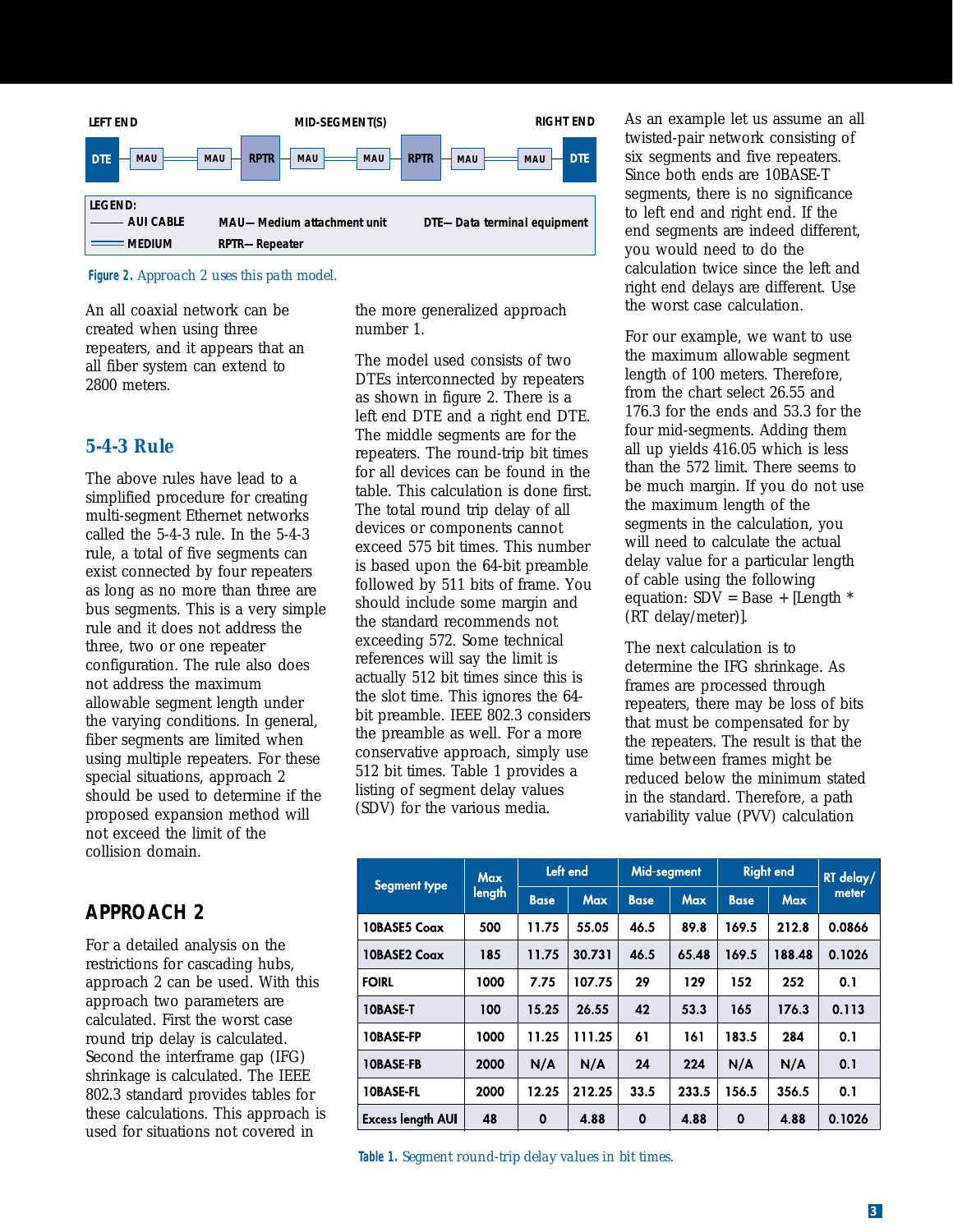LEFT END — MID-SEGMENT(S) — RIGHT END

DTE — MAU — MAU — RPTR — MAU — MAU — RPTR — MAU — MAU — DTE

LEGEND:
- AUI CABLE
- MEDIUM
- MAU— Medium attachment unit
- RPTR— Repeater
- DTE— Data terminal equipment

**Figure 2.** Approach 2 uses this path model.

An all coaxial network can be created when using three repeaters, and it appears that an all fiber system can extend to 2800 meters.

## 5-4-3 Rule

The above rules have lead to a simplified procedure for creating multi-segment Ethernet networks called the 5-4-3 rule. In the 5-4-3 rule, a total of five segments can exist connected by four repeaters as long as no more than three are bus segments. This is a very simple rule and it does not address the three, two or one repeater configuration. The rule also does not address the maximum allowable segment length under the varying conditions. In general, fiber segments are limited when using multiple repeaters. For these special situations, approach 2 should be used to determine if the proposed expansion method will not exceed the limit of the collision domain.

## APPROACH 2

For a detailed analysis on the restrictions for cascading hubs, approach 2 can be used. With this approach two parameters are calculated. First the worst case round trip delay is calculated. Second the interframe gap (IFG) shrinkage is calculated. The IEEE 802.3 standard provides tables for these calculations. This approach is used for situations not covered in the more generalized approach number 1.

The model used consists of two DTEs interconnected by repeaters as shown in figure 2. There is a left end DTE and a right end DTE. The middle segments are for the repeaters. The round-trip bit times for all devices can be found in the table. This calculation is done first. The total round trip delay of all devices or components cannot exceed 575 bit times. This number is based upon the 64-bit preamble followed by 511 bits of frame. You should include some margin and the standard recommends not exceeding 572. Some technical references will say the limit is actually 512 bit times since this is the slot time. This ignores the 64-bit preamble. IEEE 802.3 considers the preamble as well. For a more conservative approach, simply use 512 bit times. Table 1 provides a listing of segment delay values (SDV) for the various media.

As an example let us assume an all twisted-pair network consisting of six segments and five repeaters. Since both ends are 10BASE-T segments, there is no significance to left end and right end. If the end segments are indeed different, you would need to do the calculation twice since the left and right end delays are different. Use the worst case calculation.

For our example, we want to use the maximum allowable segment length of 100 meters. Therefore, from the chart select 26.55 and 176.3 for the ends and 53.3 for the four mid-segments. Adding them all up yields 416.05 which is less than the 572 limit. There seems to be much margin. If you do not use the maximum length of the segments in the calculation, you will need to calculate the actual delay value for a particular length of cable using the following equation: SDV = Base + [Length * (RT delay/meter)].

The next calculation is to determine the IFG shrinkage. As frames are processed through repeaters, there may be loss of bits that must be compensated for by the repeaters. The result is that the time between frames might be reduced below the minimum stated in the standard. Therefore, a path variability value (PVV) calculation

| Segment type | Max length | Left end | | Mid-segment | | Right end | | RT delay/ meter |
|---|---|---|---|---|---|---|---|---|
| | | Base | Max | Base | Max | Base | Max | |
| 10BASE5 Coax | 500 | 11.75 | 55.05 | 46.5 | 89.8 | 169.5 | 212.8 | 0.0866 |
| 10BASE2 Coax | 185 | 11.75 | 30.731 | 46.5 | 65.48 | 169.5 | 188.48 | 0.1026 |
| FOIRL | 1000 | 7.75 | 107.75 | 29 | 129 | 152 | 252 | 0.1 |
| 10BASE-T | 100 | 15.25 | 26.55 | 42 | 53.3 | 165 | 176.3 | 0.113 |
| 10BASE-FP | 1000 | 11.25 | 111.25 | 61 | 161 | 183.5 | 284 | 0.1 |
| 10BASE-FB | 2000 | N/A | N/A | 24 | 224 | N/A | N/A | 0.1 |
| 10BASE-FL | 2000 | 12.25 | 212.25 | 33.5 | 233.5 | 156.5 | 356.5 | 0.1 |
| Excess length AUI | 48 | 0 | 4.88 | 0 | 4.88 | 0 | 4.88 | 0.1026 |

**Table 1.** Segment round-trip delay values in bit times.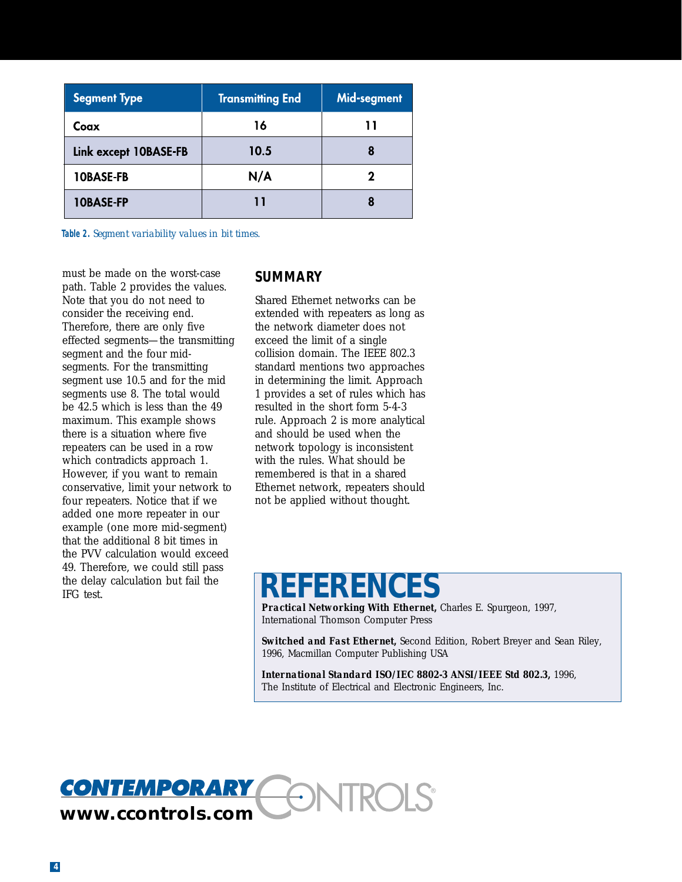| Segment Type | Transmitting End | Mid-segment |
|---|---|---|
| Coax | 16 | 11 |
| Link except 10BASE-FB | 10.5 | 8 |
| 10BASE-FB | N/A | 2 |
| 10BASE-FP | 11 | 8 |

**Table 2.** *Segment variability values in bit times.*

must be made on the worst-case path. Table 2 provides the values. Note that you do not need to consider the receiving end. Therefore, there are only five effected segments—the transmitting segment and the four mid-segments. For the transmitting segment use 10.5 and for the mid segments use 8. The total would be 42.5 which is less than the 49 maximum. This example shows there is a situation where five repeaters can be used in a row which contradicts approach 1. However, if you want to remain conservative, limit your network to four repeaters. Notice that if we added one more repeater in our example (one more mid-segment) that the additional 8 bit times in the PVV calculation would exceed 49. Therefore, we could still pass the delay calculation but fail the IFG test.

## SUMMARY

Shared Ethernet networks can be extended with repeaters as long as the network diameter does not exceed the limit of a single collision domain. The IEEE 802.3 standard mentions two approaches in determining the limit. Approach 1 provides a set of rules which has resulted in the short form 5-4-3 rule. Approach 2 is more analytical and should be used when the network topology is inconsistent with the rules. What should be remembered is that in a shared Ethernet network, repeaters should not be applied without thought.

## REFERENCES

**Practical Networking With Ethernet,** Charles E. Spurgeon, 1997, International Thomson Computer Press

**Switched and Fast Ethernet,** Second Edition, Robert Breyer and Sean Riley, 1996, Macmillan Computer Publishing USA

**International Standard ISO/IEC 8802-3 ANSI/IEEE Std 802.3,** 1996, The Institute of Electrical and Electronic Engineers, Inc.

CONTEMPORARY CONTROLS®
www.ccontrols.com